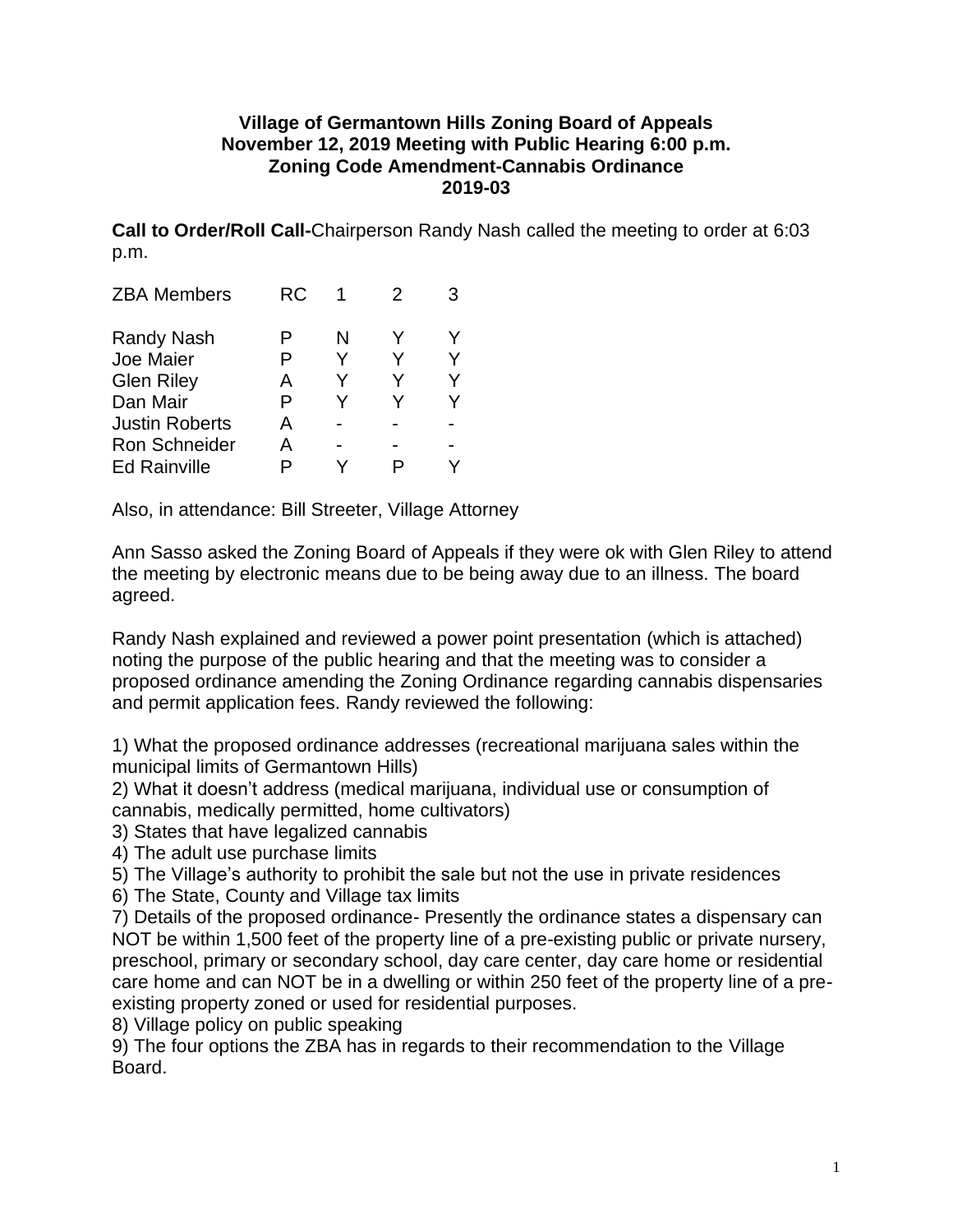**Village of Germantown Hills Zoning Board of Appeals**
**November 12, 2019 Meeting with Public Hearing 6:00 p.m.**
**Zoning Code Amendment-Cannabis Ordinance**
**2019-03**

**Call to Order/Roll Call-**Chairperson Randy Nash called the meeting to order at 6:03 p.m.

| ZBA Members | RC | 1 | 2 | 3 |
|---|---|---|---|---|
| Randy Nash | P | N | Y | Y |
| Joe Maier | P | Y | Y | Y |
| Glen Riley | A | Y | Y | Y |
| Dan Mair | P | Y | Y | Y |
| Justin Roberts | A | - | - | - |
| Ron Schneider | A | - | - | - |
| Ed Rainville | P | Y | P | Y |

Also, in attendance: Bill Streeter, Village Attorney

Ann Sasso asked the Zoning Board of Appeals if they were ok with Glen Riley to attend the meeting by electronic means due to be being away due to an illness. The board agreed.

Randy Nash explained and reviewed a power point presentation (which is attached) noting the purpose of the public hearing and that the meeting was to consider a proposed ordinance amending the Zoning Ordinance regarding cannabis dispensaries and permit application fees. Randy reviewed the following:

1) What the proposed ordinance addresses (recreational marijuana sales within the municipal limits of Germantown Hills)
2) What it doesn't address (medical marijuana, individual use or consumption of cannabis, medically permitted, home cultivators)
3) States that have legalized cannabis
4) The adult use purchase limits
5) The Village's authority to prohibit the sale but not the use in private residences
6) The State, County and Village tax limits
7) Details of the proposed ordinance- Presently the ordinance states a dispensary can NOT be within 1,500 feet of the property line of a pre-existing public or private nursery, preschool, primary or secondary school, day care center, day care home or residential care home and can NOT be in a dwelling or within 250 feet of the property line of a pre-existing property zoned or used for residential purposes.
8) Village policy on public speaking
9) The four options the ZBA has in regards to their recommendation to the Village Board.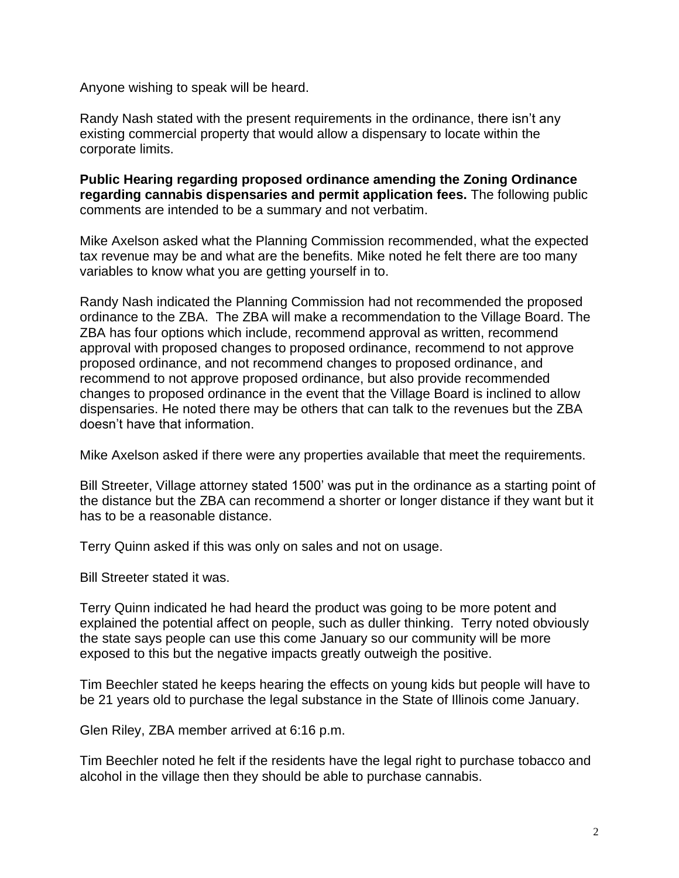Anyone wishing to speak will be heard.

Randy Nash stated with the present requirements in the ordinance, there isn't any existing commercial property that would allow a dispensary to locate within the corporate limits.

**Public Hearing regarding proposed ordinance amending the Zoning Ordinance regarding cannabis dispensaries and permit application fees.** The following public comments are intended to be a summary and not verbatim.

Mike Axelson asked what the Planning Commission recommended, what the expected tax revenue may be and what are the benefits. Mike noted he felt there are too many variables to know what you are getting yourself in to.

Randy Nash indicated the Planning Commission had not recommended the proposed ordinance to the ZBA. The ZBA will make a recommendation to the Village Board. The ZBA has four options which include, recommend approval as written, recommend approval with proposed changes to proposed ordinance, recommend to not approve proposed ordinance, and not recommend changes to proposed ordinance, and recommend to not approve proposed ordinance, but also provide recommended changes to proposed ordinance in the event that the Village Board is inclined to allow dispensaries. He noted there may be others that can talk to the revenues but the ZBA doesn't have that information.

Mike Axelson asked if there were any properties available that meet the requirements.

Bill Streeter, Village attorney stated 1500' was put in the ordinance as a starting point of the distance but the ZBA can recommend a shorter or longer distance if they want but it has to be a reasonable distance.

Terry Quinn asked if this was only on sales and not on usage.

Bill Streeter stated it was.

Terry Quinn indicated he had heard the product was going to be more potent and explained the potential affect on people, such as duller thinking. Terry noted obviously the state says people can use this come January so our community will be more exposed to this but the negative impacts greatly outweigh the positive.

Tim Beechler stated he keeps hearing the effects on young kids but people will have to be 21 years old to purchase the legal substance in the State of Illinois come January.

Glen Riley, ZBA member arrived at 6:16 p.m.

Tim Beechler noted he felt if the residents have the legal right to purchase tobacco and alcohol in the village then they should be able to purchase cannabis.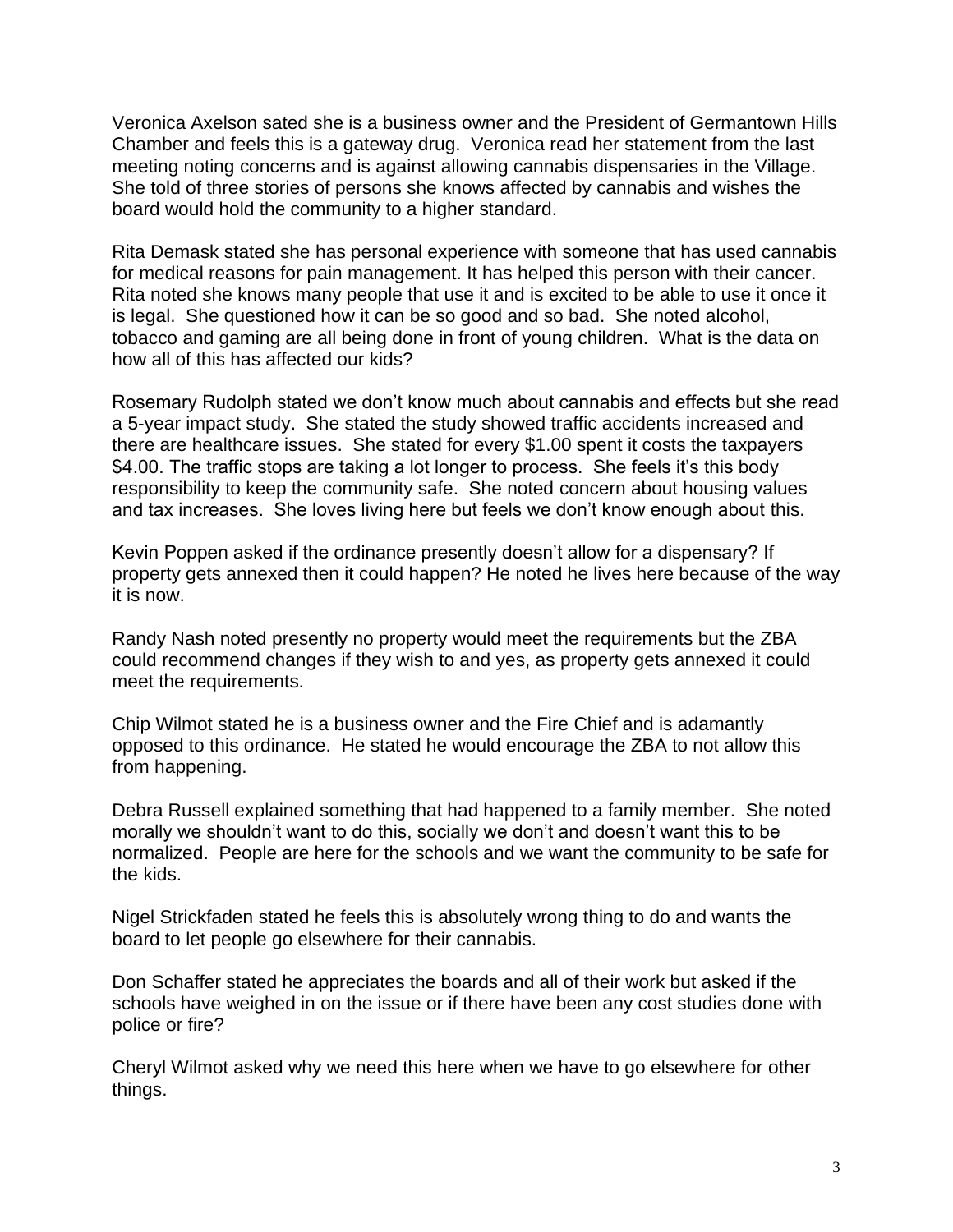Veronica Axelson sated she is a business owner and the President of Germantown Hills Chamber and feels this is a gateway drug. Veronica read her statement from the last meeting noting concerns and is against allowing cannabis dispensaries in the Village. She told of three stories of persons she knows affected by cannabis and wishes the board would hold the community to a higher standard.

Rita Demask stated she has personal experience with someone that has used cannabis for medical reasons for pain management. It has helped this person with their cancer. Rita noted she knows many people that use it and is excited to be able to use it once it is legal. She questioned how it can be so good and so bad. She noted alcohol, tobacco and gaming are all being done in front of young children. What is the data on how all of this has affected our kids?

Rosemary Rudolph stated we don't know much about cannabis and effects but she read a 5-year impact study. She stated the study showed traffic accidents increased and there are healthcare issues. She stated for every $1.00 spent it costs the taxpayers $4.00. The traffic stops are taking a lot longer to process. She feels it's this body responsibility to keep the community safe. She noted concern about housing values and tax increases. She loves living here but feels we don't know enough about this.

Kevin Poppen asked if the ordinance presently doesn't allow for a dispensary? If property gets annexed then it could happen? He noted he lives here because of the way it is now.

Randy Nash noted presently no property would meet the requirements but the ZBA could recommend changes if they wish to and yes, as property gets annexed it could meet the requirements.

Chip Wilmot stated he is a business owner and the Fire Chief and is adamantly opposed to this ordinance. He stated he would encourage the ZBA to not allow this from happening.

Debra Russell explained something that had happened to a family member. She noted morally we shouldn't want to do this, socially we don't and doesn't want this to be normalized. People are here for the schools and we want the community to be safe for the kids.

Nigel Strickfaden stated he feels this is absolutely wrong thing to do and wants the board to let people go elsewhere for their cannabis.

Don Schaffer stated he appreciates the boards and all of their work but asked if the schools have weighed in on the issue or if there have been any cost studies done with police or fire?

Cheryl Wilmot asked why we need this here when we have to go elsewhere for other things.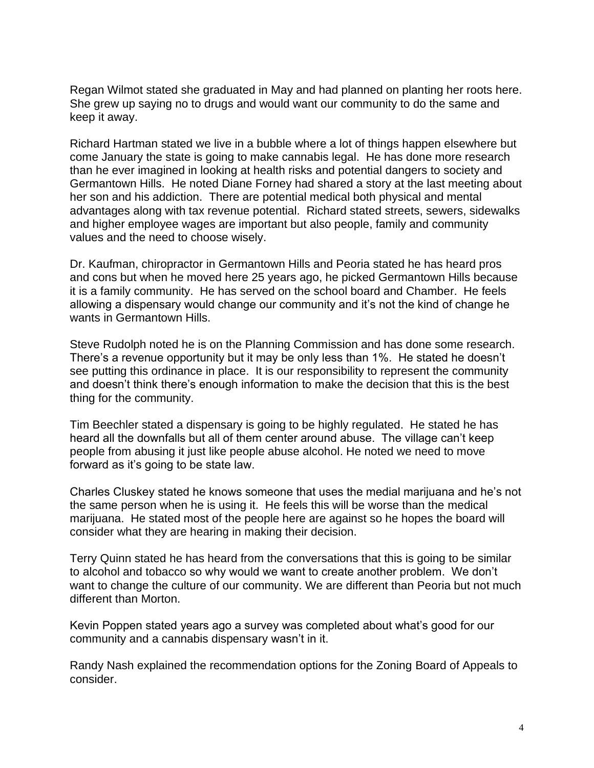Regan Wilmot stated she graduated in May and had planned on planting her roots here. She grew up saying no to drugs and would want our community to do the same and keep it away.

Richard Hartman stated we live in a bubble where a lot of things happen elsewhere but come January the state is going to make cannabis legal. He has done more research than he ever imagined in looking at health risks and potential dangers to society and Germantown Hills. He noted Diane Forney had shared a story at the last meeting about her son and his addiction. There are potential medical both physical and mental advantages along with tax revenue potential. Richard stated streets, sewers, sidewalks and higher employee wages are important but also people, family and community values and the need to choose wisely.

Dr. Kaufman, chiropractor in Germantown Hills and Peoria stated he has heard pros and cons but when he moved here 25 years ago, he picked Germantown Hills because it is a family community. He has served on the school board and Chamber. He feels allowing a dispensary would change our community and it's not the kind of change he wants in Germantown Hills.

Steve Rudolph noted he is on the Planning Commission and has done some research. There's a revenue opportunity but it may be only less than 1%. He stated he doesn't see putting this ordinance in place. It is our responsibility to represent the community and doesn't think there's enough information to make the decision that this is the best thing for the community.

Tim Beechler stated a dispensary is going to be highly regulated. He stated he has heard all the downfalls but all of them center around abuse. The village can't keep people from abusing it just like people abuse alcohol. He noted we need to move forward as it's going to be state law.

Charles Cluskey stated he knows someone that uses the medial marijuana and he's not the same person when he is using it. He feels this will be worse than the medical marijuana. He stated most of the people here are against so he hopes the board will consider what they are hearing in making their decision.

Terry Quinn stated he has heard from the conversations that this is going to be similar to alcohol and tobacco so why would we want to create another problem. We don't want to change the culture of our community. We are different than Peoria but not much different than Morton.

Kevin Poppen stated years ago a survey was completed about what's good for our community and a cannabis dispensary wasn't in it.

Randy Nash explained the recommendation options for the Zoning Board of Appeals to consider.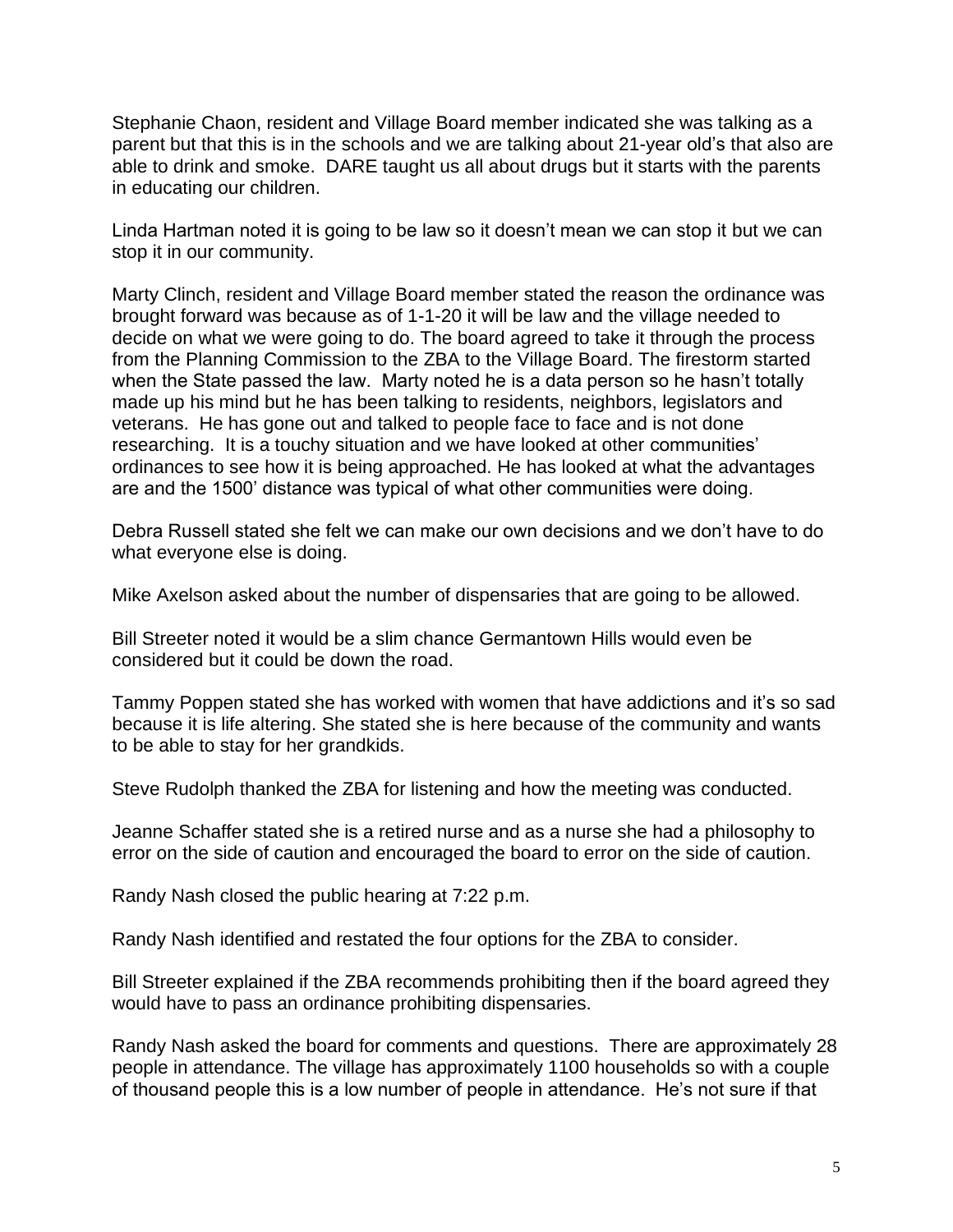Stephanie Chaon, resident and Village Board member indicated she was talking as a parent but that this is in the schools and we are talking about 21-year old's that also are able to drink and smoke. DARE taught us all about drugs but it starts with the parents in educating our children.

Linda Hartman noted it is going to be law so it doesn't mean we can stop it but we can stop it in our community.

Marty Clinch, resident and Village Board member stated the reason the ordinance was brought forward was because as of 1-1-20 it will be law and the village needed to decide on what we were going to do. The board agreed to take it through the process from the Planning Commission to the ZBA to the Village Board. The firestorm started when the State passed the law. Marty noted he is a data person so he hasn't totally made up his mind but he has been talking to residents, neighbors, legislators and veterans. He has gone out and talked to people face to face and is not done researching. It is a touchy situation and we have looked at other communities' ordinances to see how it is being approached. He has looked at what the advantages are and the 1500' distance was typical of what other communities were doing.

Debra Russell stated she felt we can make our own decisions and we don't have to do what everyone else is doing.

Mike Axelson asked about the number of dispensaries that are going to be allowed.

Bill Streeter noted it would be a slim chance Germantown Hills would even be considered but it could be down the road.

Tammy Poppen stated she has worked with women that have addictions and it's so sad because it is life altering. She stated she is here because of the community and wants to be able to stay for her grandkids.

Steve Rudolph thanked the ZBA for listening and how the meeting was conducted.

Jeanne Schaffer stated she is a retired nurse and as a nurse she had a philosophy to error on the side of caution and encouraged the board to error on the side of caution.

Randy Nash closed the public hearing at 7:22 p.m.

Randy Nash identified and restated the four options for the ZBA to consider.

Bill Streeter explained if the ZBA recommends prohibiting then if the board agreed they would have to pass an ordinance prohibiting dispensaries.

Randy Nash asked the board for comments and questions. There are approximately 28 people in attendance. The village has approximately 1100 households so with a couple of thousand people this is a low number of people in attendance. He's not sure if that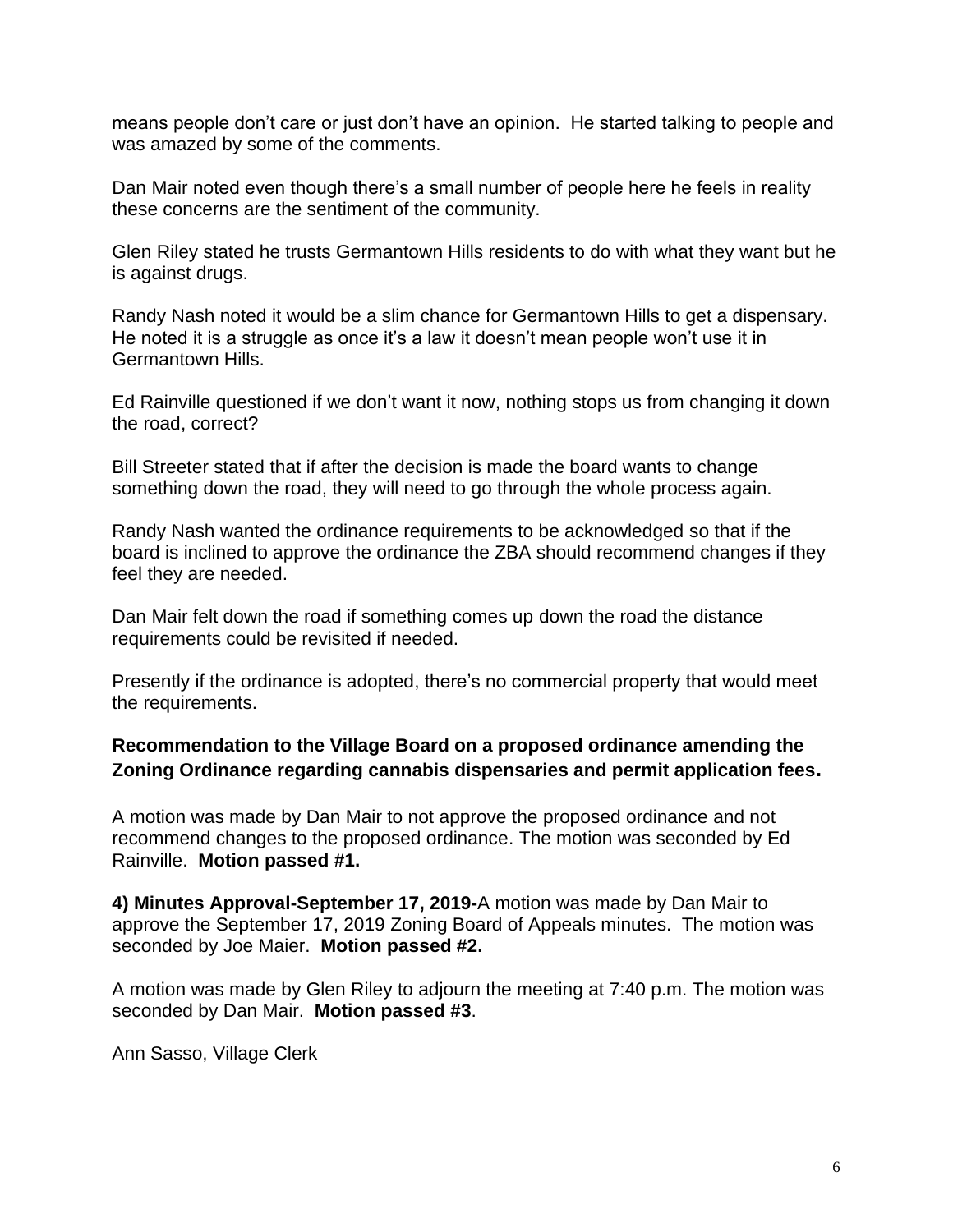means people don't care or just don't have an opinion. He started talking to people and was amazed by some of the comments.

Dan Mair noted even though there's a small number of people here he feels in reality these concerns are the sentiment of the community.

Glen Riley stated he trusts Germantown Hills residents to do with what they want but he is against drugs.

Randy Nash noted it would be a slim chance for Germantown Hills to get a dispensary. He noted it is a struggle as once it's a law it doesn't mean people won't use it in Germantown Hills.

Ed Rainville questioned if we don't want it now, nothing stops us from changing it down the road, correct?

Bill Streeter stated that if after the decision is made the board wants to change something down the road, they will need to go through the whole process again.

Randy Nash wanted the ordinance requirements to be acknowledged so that if the board is inclined to approve the ordinance the ZBA should recommend changes if they feel they are needed.

Dan Mair felt down the road if something comes up down the road the distance requirements could be revisited if needed.

Presently if the ordinance is adopted, there's no commercial property that would meet the requirements.

**Recommendation to the Village Board on a proposed ordinance amending the Zoning Ordinance regarding cannabis dispensaries and permit application fees.**

A motion was made by Dan Mair to not approve the proposed ordinance and not recommend changes to the proposed ordinance. The motion was seconded by Ed Rainville. **Motion passed #1.**

**4) Minutes Approval-September 17, 2019-**A motion was made by Dan Mair to approve the September 17, 2019 Zoning Board of Appeals minutes. The motion was seconded by Joe Maier. **Motion passed #2.**

A motion was made by Glen Riley to adjourn the meeting at 7:40 p.m. The motion was seconded by Dan Mair. **Motion passed #3**.

Ann Sasso, Village Clerk